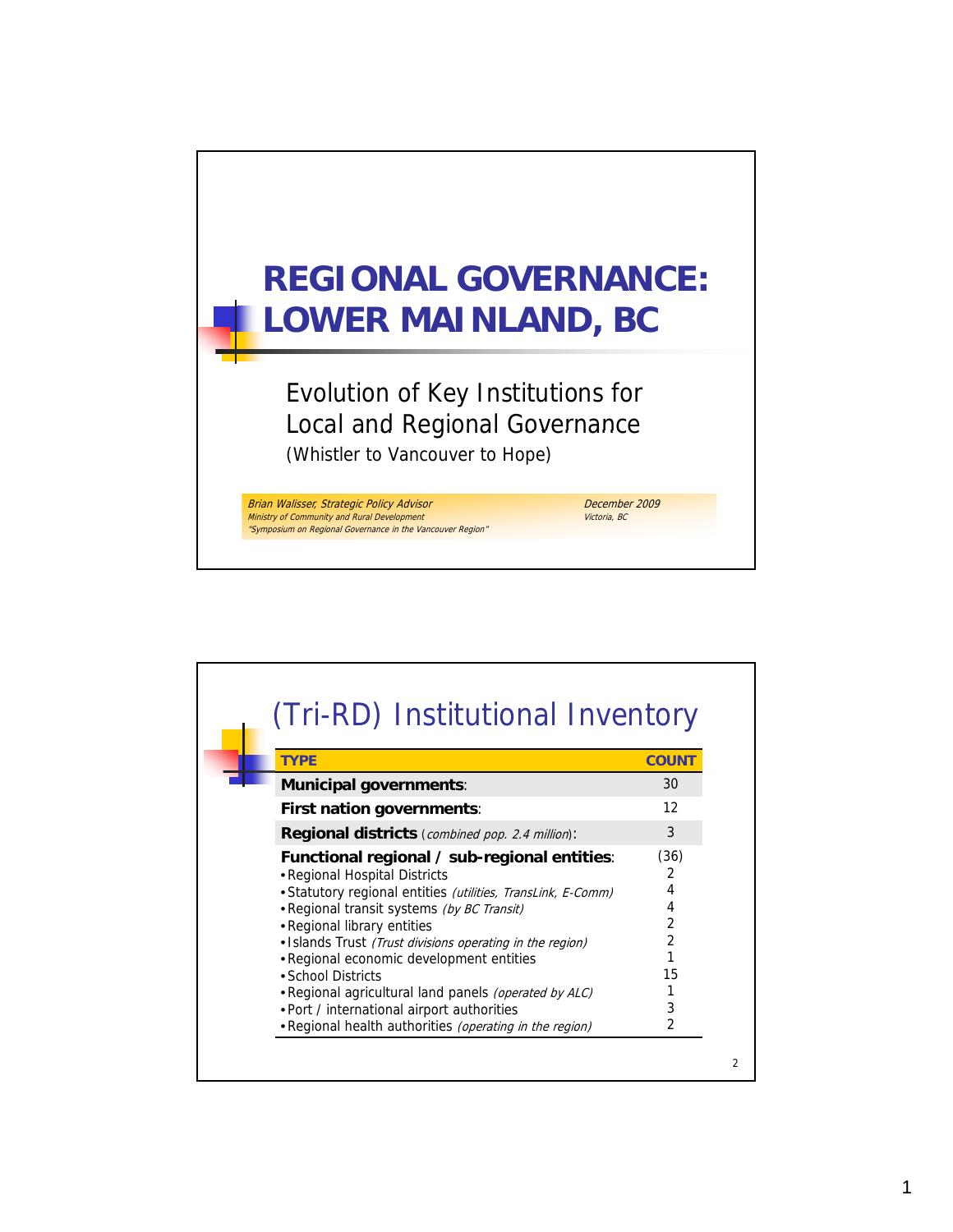# REGIONAL GOVERNANCE: LOWER MAINLAND, BC

## Evolution of Key Institutions for Local and Regional Governance

(Whistler to Vancouver to Hope)

*Brian Walisser, Strategic Policy Advisor*
*Ministry of Community and Rural Development*
*"Symposium on Regional Governance in the Vancouver Region"*

*December 2009*
*Victoria, BC*

## (Tri-RD) Institutional Inventory

| TYPE | COUNT |
|---|---|
| **Municipal governments**: | 30 |
| **First nation governments**: | 12 |
| **Regional districts** (*combined pop. 2.4 million*): | 3 |
| **Functional regional / sub-regional entities**: | (36) |
| • Regional Hospital Districts | 2 |
| • Statutory regional entities *(utilities, TransLink, E-Comm)* | 4 |
| • Regional transit systems *(by BC Transit)* | 4 |
| • Regional library entities | 2 |
| • Islands Trust *(Trust divisions operating in the region)* | 2 |
| • Regional economic development entities | 1 |
| • School Districts | 15 |
| • Regional agricultural land panels *(operated by ALC)* | 1 |
| • Port / international airport authorities | 3 |
| • Regional health authorities *(operating in the region)* | 2 |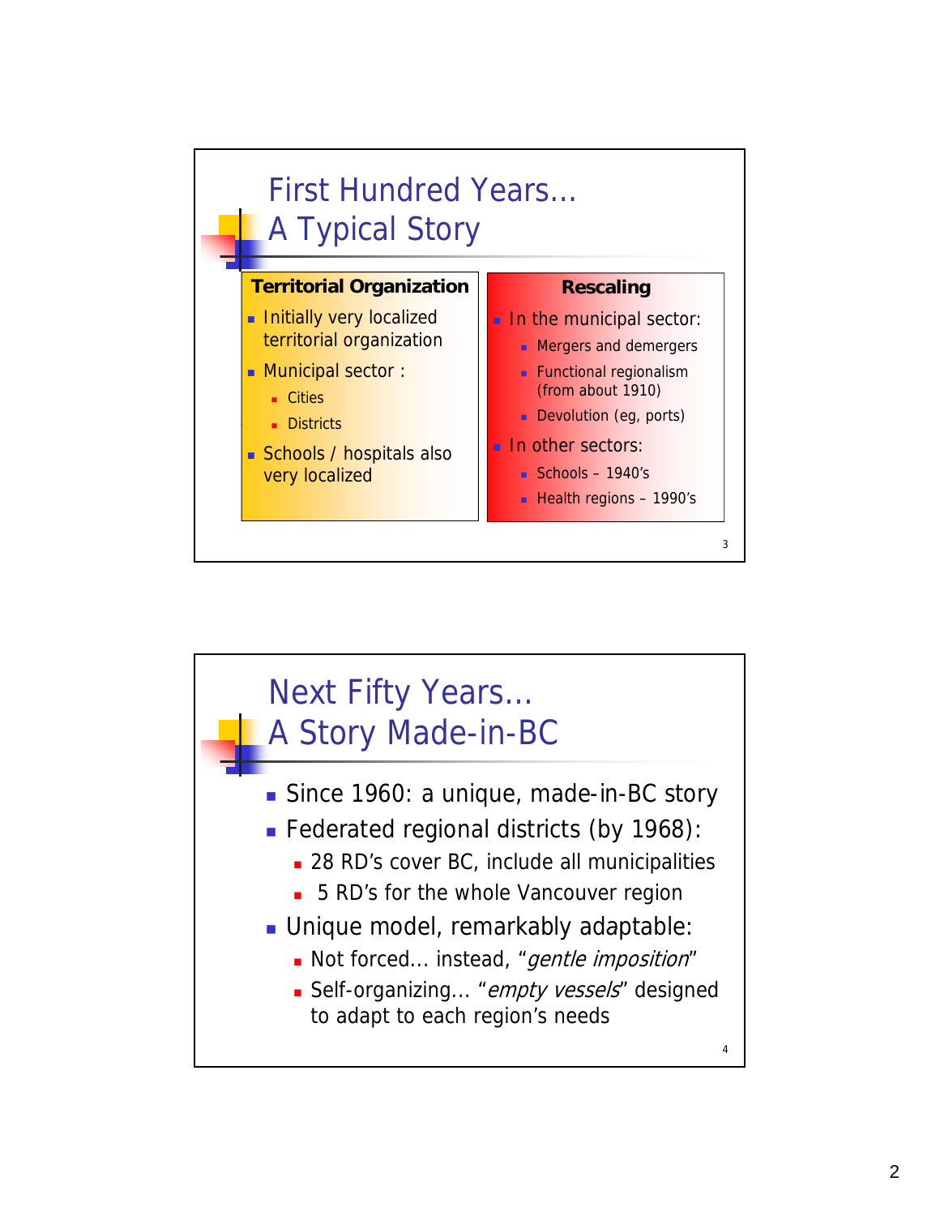## First Hundred Years… A Typical Story

**Territorial Organization**

- Initially very localized territorial organization
- Municipal sector :
  - Cities
  - Districts
- Schools / hospitals also very localized

**Rescaling**

- In the municipal sector:
  - Mergers and demergers
  - Functional regionalism (from about 1910)
  - Devolution (eg, ports)
- In other sectors:
  - Schools – 1940's
  - Health regions – 1990's

## Next Fifty Years… A Story Made-in-BC

- Since 1960: a unique, made-in-BC story
- Federated regional districts (by 1968):
  - 28 RD's cover BC, include all municipalities
  - 5 RD's for the whole Vancouver region
- Unique model, remarkably adaptable:
  - Not forced… instead, "*gentle imposition*"
  - Self-organizing… "*empty vessels*" designed to adapt to each region's needs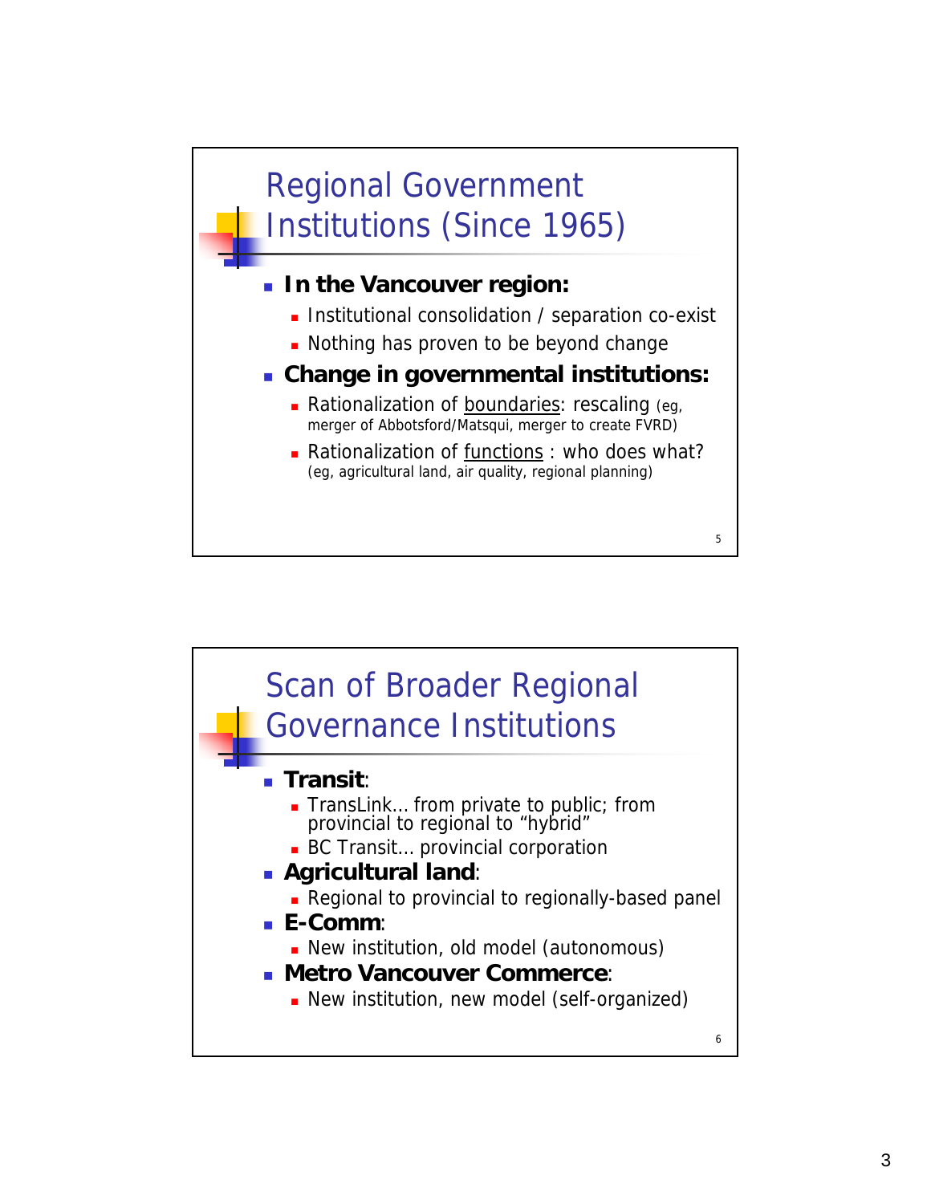## Regional Government Institutions (Since 1965)

- **In the Vancouver region:**
  - Institutional consolidation / separation co-exist
  - Nothing has proven to be beyond change
- **Change in governmental institutions:**
  - Rationalization of <u>boundaries</u>: rescaling (eg, merger of Abbotsford/Matsqui, merger to create FVRD)
  - Rationalization of <u>functions</u> : who does what? (eg, agricultural land, air quality, regional planning)

## Scan of Broader Regional Governance Institutions

- **Transit**:
  - TransLink… from private to public; from provincial to regional to "hybrid"
  - BC Transit… provincial corporation
- **Agricultural land**:
  - Regional to provincial to regionally-based panel
- **E-Comm**:
  - New institution, old model (autonomous)
- **Metro Vancouver Commerce**:
  - New institution, new model (self-organized)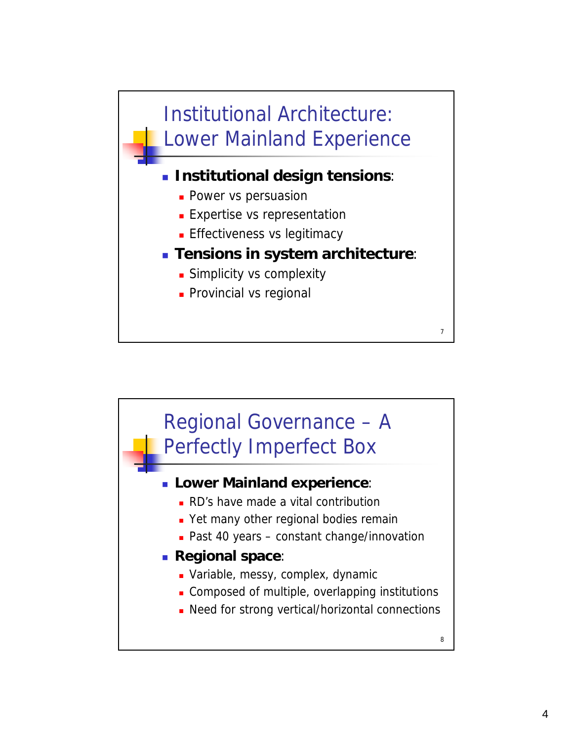## Institutional Architecture: Lower Mainland Experience

- **Institutional design tensions**:
  - Power vs persuasion
  - Expertise vs representation
  - Effectiveness vs legitimacy
- **Tensions in system architecture**:
  - Simplicity vs complexity
  - Provincial vs regional

## Regional Governance – A Perfectly Imperfect Box

- **Lower Mainland experience**:
  - RD's have made a vital contribution
  - Yet many other regional bodies remain
  - Past 40 years – constant change/innovation
- **Regional space**:
  - Variable, messy, complex, dynamic
  - Composed of multiple, overlapping institutions
  - Need for strong vertical/horizontal connections